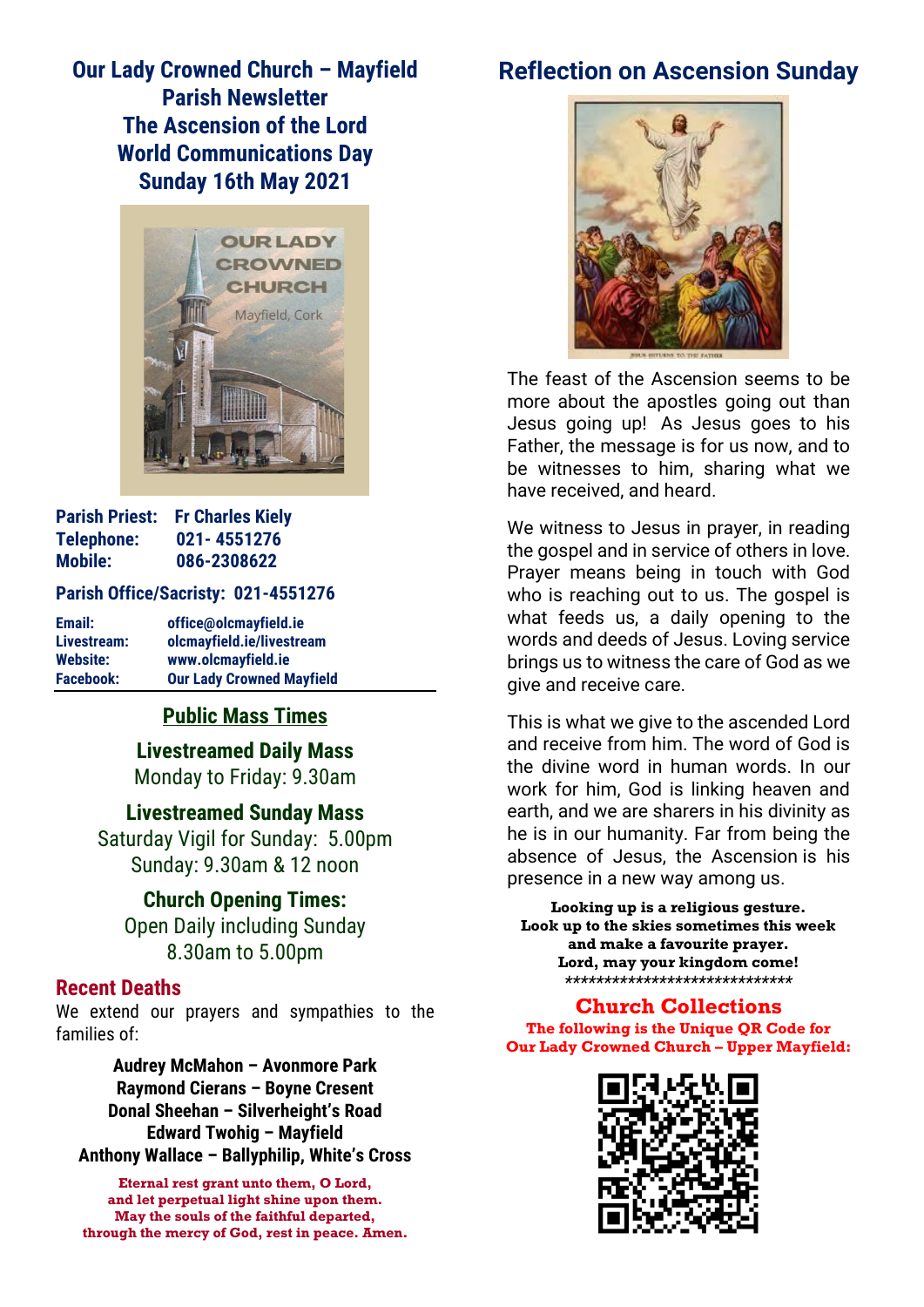# Our Lady Crowned Church – Mayfield
## Parish Newsletter
## The Ascension of the Lord
## World Communications Day
## Sunday 16th May 2021

**Parish Priest:** Fr Charles Kiely
**Telephone:** 021- 4551276
**Mobile:** 086-2308622

**Parish Office/Sacristy: 021-4551276**

**Email:** office@olcmayfield.ie
**Livestream:** olcmayfield.ie/livestream
**Website:** www.olcmayfield.ie
**Facebook:** Our Lady Crowned Mayfield

## Public Mass Times

**Livestreamed Daily Mass**
Monday to Friday: 9.30am

**Livestreamed Sunday Mass**
Saturday Vigil for Sunday: 5.00pm
Sunday: 9.30am & 12 noon

**Church Opening Times:**
Open Daily including Sunday
8.30am to 5.00pm

## Recent Deaths

We extend our prayers and sympathies to the families of:

**Audrey McMahon – Avonmore Park**
**Raymond Cierans – Boyne Cresent**
**Donal Sheehan – Silverheight's Road**
**Edward Twohig – Mayfield**
**Anthony Wallace – Ballyphilip, White's Cross**

**Eternal rest grant unto them, O Lord, and let perpetual light shine upon them. May the souls of the faithful departed, through the mercy of God, rest in peace. Amen.**

## Reflection on Ascension Sunday

The feast of the Ascension seems to be more about the apostles going out than Jesus going up! As Jesus goes to his Father, the message is for us now, and to be witnesses to him, sharing what we have received, and heard.

We witness to Jesus in prayer, in reading the gospel and in service of others in love. Prayer means being in touch with God who is reaching out to us. The gospel is what feeds us, a daily opening to the words and deeds of Jesus. Loving service brings us to witness the care of God as we give and receive care.

This is what we give to the ascended Lord and receive from him. The word of God is the divine word in human words. In our work for him, God is linking heaven and earth, and we are sharers in his divinity as he is in our humanity. Far from being the absence of Jesus, the Ascension is his presence in a new way among us.

**Looking up is a religious gesture.**
**Look up to the skies sometimes this week and make a favourite prayer.**
**Lord, may your kingdom come!**
******************************

## Church Collections

**The following is the Unique QR Code for Our Lady Crowned Church – Upper Mayfield:**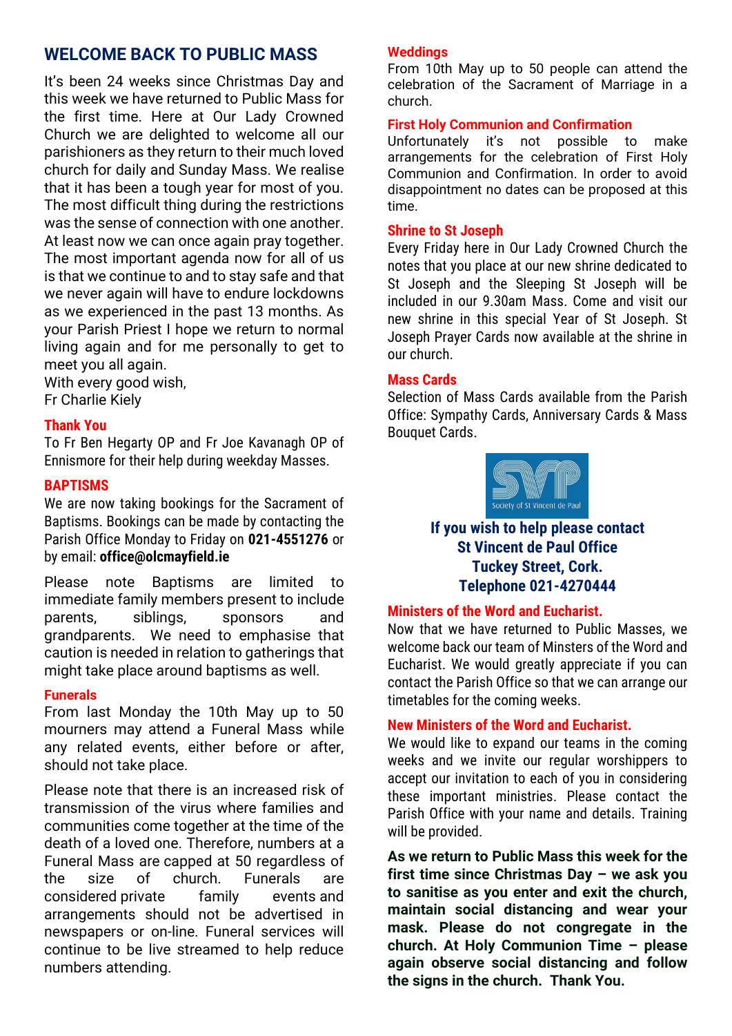## WELCOME BACK TO PUBLIC MASS

It's been 24 weeks since Christmas Day and this week we have returned to Public Mass for the first time. Here at Our Lady Crowned Church we are delighted to welcome all our parishioners as they return to their much loved church for daily and Sunday Mass. We realise that it has been a tough year for most of you. The most difficult thing during the restrictions was the sense of connection with one another. At least now we can once again pray together. The most important agenda now for all of us is that we continue to and to stay safe and that we never again will have to endure lockdowns as we experienced in the past 13 months. As your Parish Priest I hope we return to normal living again and for me personally to get to meet you all again.
With every good wish,
Fr Charlie Kiely

### Thank You

To Fr Ben Hegarty OP and Fr Joe Kavanagh OP of Ennismore for their help during weekday Masses.

### BAPTISMS

We are now taking bookings for the Sacrament of Baptisms. Bookings can be made by contacting the Parish Office Monday to Friday on **021-4551276** or by email: **office@olcmayfield.ie**

Please note Baptisms are limited to immediate family members present to include parents, siblings, sponsors and grandparents. We need to emphasise that caution is needed in relation to gatherings that might take place around baptisms as well.

### Funerals

From last Monday the 10th May up to 50 mourners may attend a Funeral Mass while any related events, either before or after, should not take place.

Please note that there is an increased risk of transmission of the virus where families and communities come together at the time of the death of a loved one. Therefore, numbers at a Funeral Mass are capped at 50 regardless of the size of church. Funerals are considered private family events and arrangements should not be advertised in newspapers or on-line. Funeral services will continue to be live streamed to help reduce numbers attending.

### Weddings

From 10th May up to 50 people can attend the celebration of the Sacrament of Marriage in a church.

### First Holy Communion and Confirmation

Unfortunately it's not possible to make arrangements for the celebration of First Holy Communion and Confirmation. In order to avoid disappointment no dates can be proposed at this time.

### Shrine to St Joseph

Every Friday here in Our Lady Crowned Church the notes that you place at our new shrine dedicated to St Joseph and the Sleeping St Joseph will be included in our 9.30am Mass. Come and visit our new shrine in this special Year of St Joseph. St Joseph Prayer Cards now available at the shrine in our church.

### Mass Cards

Selection of Mass Cards available from the Parish Office: Sympathy Cards, Anniversary Cards & Mass Bouquet Cards.

SVP Society of St Vincent de Paul

**If you wish to help please contact**
**St Vincent de Paul Office**
**Tuckey Street, Cork.**
**Telephone 021-4270444**

### Ministers of the Word and Eucharist.

Now that we have returned to Public Masses, we welcome back our team of Minsters of the Word and Eucharist. We would greatly appreciate if you can contact the Parish Office so that we can arrange our timetables for the coming weeks.

### New Ministers of the Word and Eucharist.

We would like to expand our teams in the coming weeks and we invite our regular worshippers to accept our invitation to each of you in considering these important ministries. Please contact the Parish Office with your name and details. Training will be provided.

**As we return to Public Mass this week for the first time since Christmas Day – we ask you to sanitise as you enter and exit the church, maintain social distancing and wear your mask. Please do not congregate in the church. At Holy Communion Time – please again observe social distancing and follow the signs in the church. Thank You.**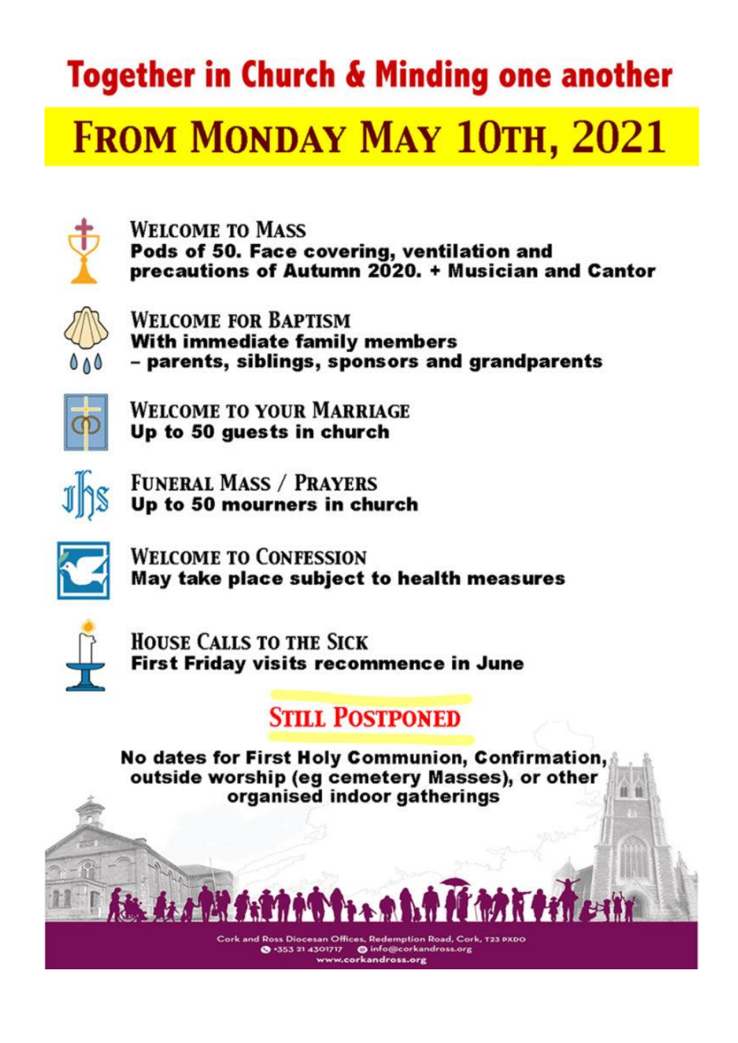# Together in Church & Minding one another

## FROM MONDAY MAY 10TH, 2021

### WELCOME TO MASS
**Pods of 50. Face covering, ventilation and precautions of Autumn 2020. + Musician and Cantor**

### WELCOME FOR BAPTISM
**With immediate family members – parents, siblings, sponsors and grandparents**

### WELCOME TO YOUR MARRIAGE
**Up to 50 guests in church**

### FUNERAL MASS / PRAYERS
**Up to 50 mourners in church**

### WELCOME TO CONFESSION
**May take place subject to health measures**

### HOUSE CALLS TO THE SICK
**First Friday visits recommence in June**

## STILL POSTPONED

**No dates for First Holy Communion, Confirmation, outside worship (eg cemetery Masses), or other organised indoor gatherings**

Cork and Ross Diocesan Offices, Redemption Road, Cork, T23 PXDO
+353 21 4301717 info@corkandross.org
www.corkandross.org